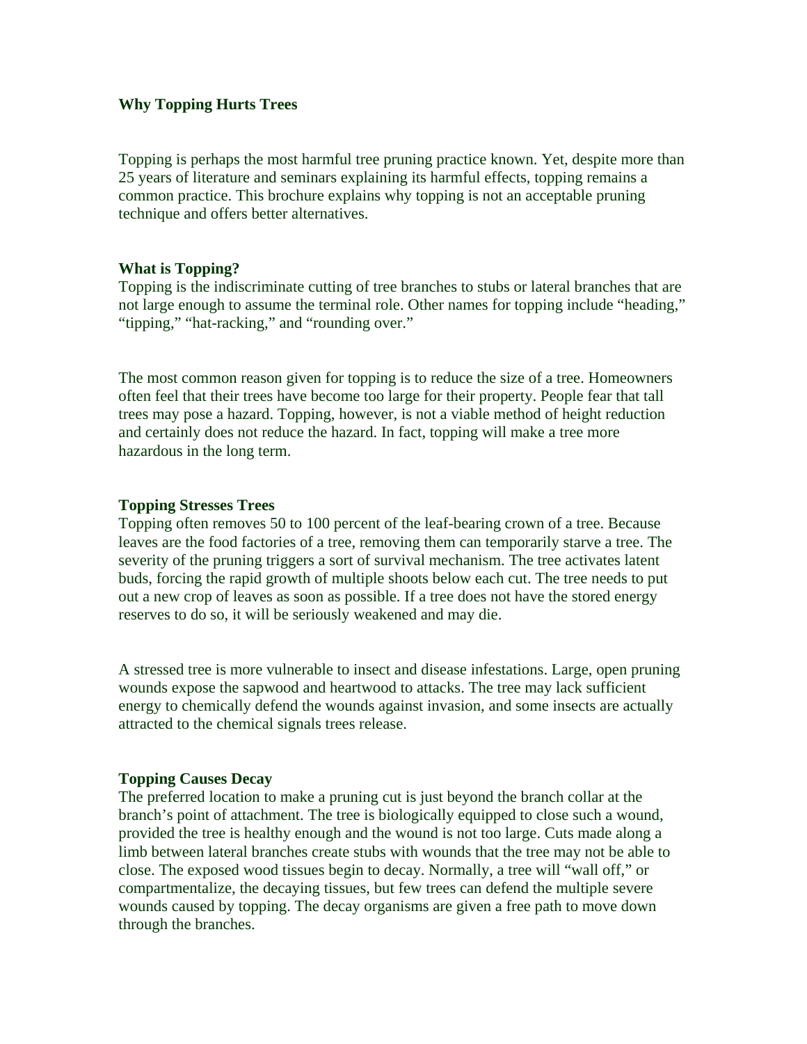# Why Topping Hurts Trees

Topping is perhaps the most harmful tree pruning practice known. Yet, despite more than 25 years of literature and seminars explaining its harmful effects, topping remains a common practice. This brochure explains why topping is not an acceptable pruning technique and offers better alternatives.

## What is Topping?

Topping is the indiscriminate cutting of tree branches to stubs or lateral branches that are not large enough to assume the terminal role. Other names for topping include "heading," "tipping," "hat-racking," and "rounding over."

The most common reason given for topping is to reduce the size of a tree. Homeowners often feel that their trees have become too large for their property. People fear that tall trees may pose a hazard. Topping, however, is not a viable method of height reduction and certainly does not reduce the hazard. In fact, topping will make a tree more hazardous in the long term.

## Topping Stresses Trees

Topping often removes 50 to 100 percent of the leaf-bearing crown of a tree. Because leaves are the food factories of a tree, removing them can temporarily starve a tree. The severity of the pruning triggers a sort of survival mechanism. The tree activates latent buds, forcing the rapid growth of multiple shoots below each cut. The tree needs to put out a new crop of leaves as soon as possible. If a tree does not have the stored energy reserves to do so, it will be seriously weakened and may die.

A stressed tree is more vulnerable to insect and disease infestations. Large, open pruning wounds expose the sapwood and heartwood to attacks. The tree may lack sufficient energy to chemically defend the wounds against invasion, and some insects are actually attracted to the chemical signals trees release.

## Topping Causes Decay

The preferred location to make a pruning cut is just beyond the branch collar at the branch's point of attachment. The tree is biologically equipped to close such a wound, provided the tree is healthy enough and the wound is not too large. Cuts made along a limb between lateral branches create stubs with wounds that the tree may not be able to close. The exposed wood tissues begin to decay. Normally, a tree will "wall off," or compartmentalize, the decaying tissues, but few trees can defend the multiple severe wounds caused by topping. The decay organisms are given a free path to move down through the branches.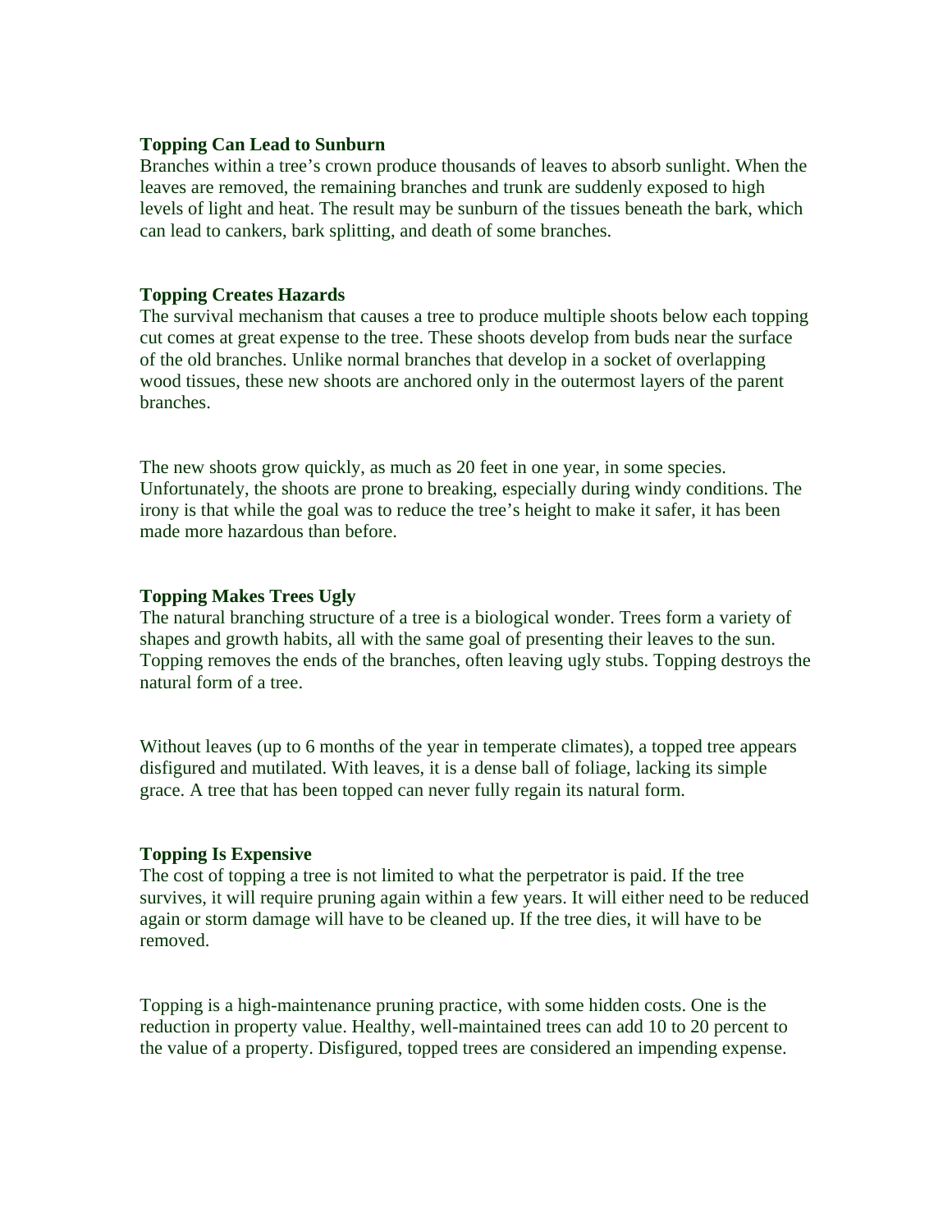**Topping Can Lead to Sunburn**
Branches within a tree's crown produce thousands of leaves to absorb sunlight. When the leaves are removed, the remaining branches and trunk are suddenly exposed to high levels of light and heat. The result may be sunburn of the tissues beneath the bark, which can lead to cankers, bark splitting, and death of some branches.

**Topping Creates Hazards**
The survival mechanism that causes a tree to produce multiple shoots below each topping cut comes at great expense to the tree. These shoots develop from buds near the surface of the old branches. Unlike normal branches that develop in a socket of overlapping wood tissues, these new shoots are anchored only in the outermost layers of the parent branches.

The new shoots grow quickly, as much as 20 feet in one year, in some species. Unfortunately, the shoots are prone to breaking, especially during windy conditions. The irony is that while the goal was to reduce the tree's height to make it safer, it has been made more hazardous than before.

**Topping Makes Trees Ugly**
The natural branching structure of a tree is a biological wonder. Trees form a variety of shapes and growth habits, all with the same goal of presenting their leaves to the sun. Topping removes the ends of the branches, often leaving ugly stubs. Topping destroys the natural form of a tree.

Without leaves (up to 6 months of the year in temperate climates), a topped tree appears disfigured and mutilated. With leaves, it is a dense ball of foliage, lacking its simple grace. A tree that has been topped can never fully regain its natural form.

**Topping Is Expensive**
The cost of topping a tree is not limited to what the perpetrator is paid. If the tree survives, it will require pruning again within a few years. It will either need to be reduced again or storm damage will have to be cleaned up. If the tree dies, it will have to be removed.

Topping is a high-maintenance pruning practice, with some hidden costs. One is the reduction in property value. Healthy, well-maintained trees can add 10 to 20 percent to the value of a property. Disfigured, topped trees are considered an impending expense.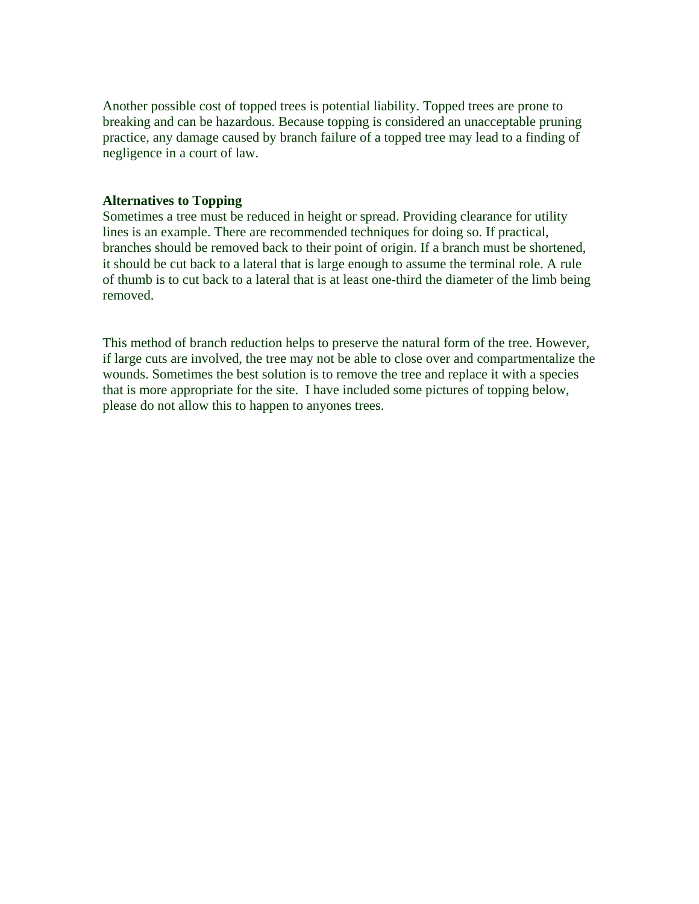Another possible cost of topped trees is potential liability. Topped trees are prone to breaking and can be hazardous. Because topping is considered an unacceptable pruning practice, any damage caused by branch failure of a topped tree may lead to a finding of negligence in a court of law.

**Alternatives to Topping**

Sometimes a tree must be reduced in height or spread. Providing clearance for utility lines is an example. There are recommended techniques for doing so. If practical, branches should be removed back to their point of origin. If a branch must be shortened, it should be cut back to a lateral that is large enough to assume the terminal role. A rule of thumb is to cut back to a lateral that is at least one-third the diameter of the limb being removed.

This method of branch reduction helps to preserve the natural form of the tree. However, if large cuts are involved, the tree may not be able to close over and compartmentalize the wounds. Sometimes the best solution is to remove the tree and replace it with a species that is more appropriate for the site.  I have included some pictures of topping below, please do not allow this to happen to anyones trees.